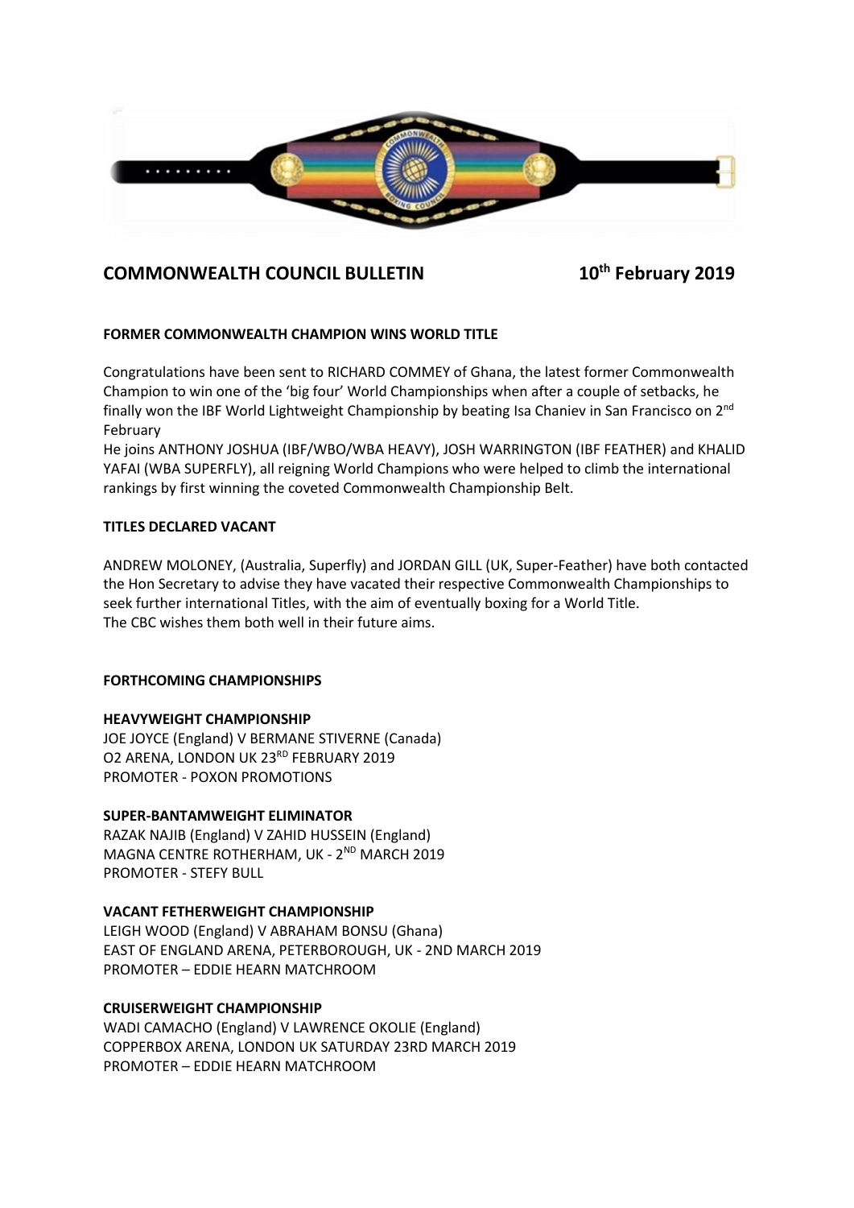## COMMONWEALTH COUNCIL BULLETIN

**10th February 2019**

**FORMER COMMONWEALTH CHAMPION WINS WORLD TITLE**

Congratulations have been sent to RICHARD COMMEY of Ghana, the latest former Commonwealth Champion to win one of the 'big four' World Championships when after a couple of setbacks, he finally won the IBF World Lightweight Championship by beating Isa Chaniev in San Francisco on 2nd February

He joins ANTHONY JOSHUA (IBF/WBO/WBA HEAVY), JOSH WARRINGTON (IBF FEATHER) and KHALID YAFAI (WBA SUPERFLY), all reigning World Champions who were helped to climb the international rankings by first winning the coveted Commonwealth Championship Belt.

**TITLES DECLARED VACANT**

ANDREW MOLONEY, (Australia, Superfly) and JORDAN GILL (UK, Super-Feather) have both contacted the Hon Secretary to advise they have vacated their respective Commonwealth Championships to seek further international Titles, with the aim of eventually boxing for a World Title.
The CBC wishes them both well in their future aims.

**FORTHCOMING CHAMPIONSHIPS**

**HEAVYWEIGHT CHAMPIONSHIP**
JOE JOYCE (England) V BERMANE STIVERNE (Canada)
O2 ARENA, LONDON UK 23RD FEBRUARY 2019
PROMOTER - POXON PROMOTIONS

**SUPER-BANTAMWEIGHT ELIMINATOR**
RAZAK NAJIB (England) V ZAHID HUSSEIN (England)
MAGNA CENTRE ROTHERHAM, UK - 2ND MARCH 2019
PROMOTER - STEFY BULL

**VACANT FETHERWEIGHT CHAMPIONSHIP**
LEIGH WOOD (England) V ABRAHAM BONSU (Ghana)
EAST OF ENGLAND ARENA, PETERBOROUGH, UK - 2ND MARCH 2019
PROMOTER – EDDIE HEARN MATCHROOM

**CRUISERWEIGHT CHAMPIONSHIP**
WADI CAMACHO (England) V LAWRENCE OKOLIE (England)
COPPERBOX ARENA, LONDON UK SATURDAY 23RD MARCH 2019
PROMOTER – EDDIE HEARN MATCHROOM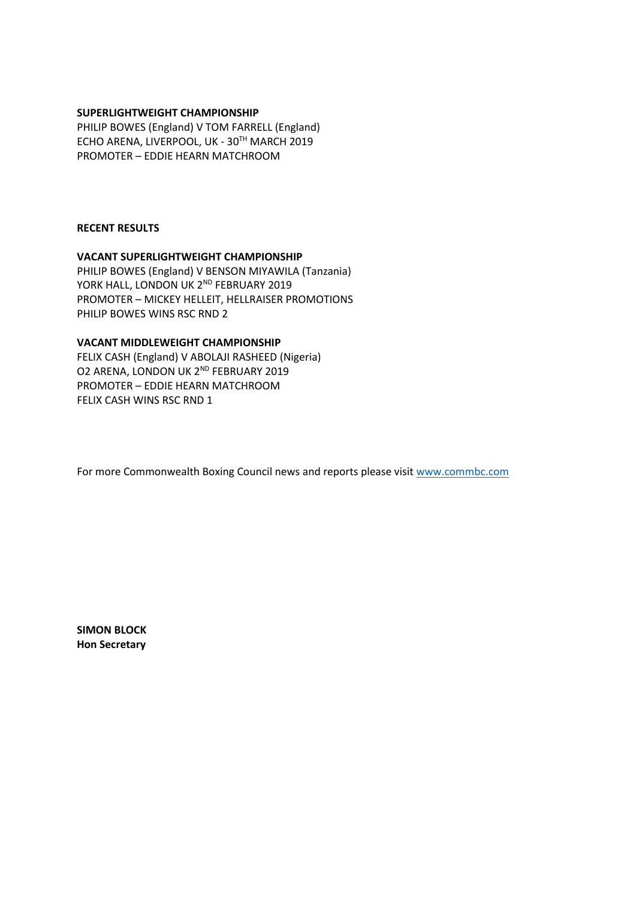**SUPERLIGHTWEIGHT CHAMPIONSHIP**
PHILIP BOWES (England) V TOM FARRELL (England)
ECHO ARENA, LIVERPOOL, UK - 30TH MARCH 2019
PROMOTER – EDDIE HEARN MATCHROOM

**RECENT RESULTS**

**VACANT SUPERLIGHTWEIGHT CHAMPIONSHIP**
PHILIP BOWES (England) V BENSON MIYAWILA (Tanzania)
YORK HALL, LONDON UK 2ND FEBRUARY 2019
PROMOTER – MICKEY HELLEIT, HELLRAISER PROMOTIONS
PHILIP BOWES WINS RSC RND 2

**VACANT MIDDLEWEIGHT CHAMPIONSHIP**
FELIX CASH (England) V ABOLAJI RASHEED (Nigeria)
O2 ARENA, LONDON UK 2ND FEBRUARY 2019
PROMOTER – EDDIE HEARN MATCHROOM
FELIX CASH WINS RSC RND 1

For more Commonwealth Boxing Council news and reports please visit www.commbc.com

**SIMON BLOCK**
**Hon Secretary**